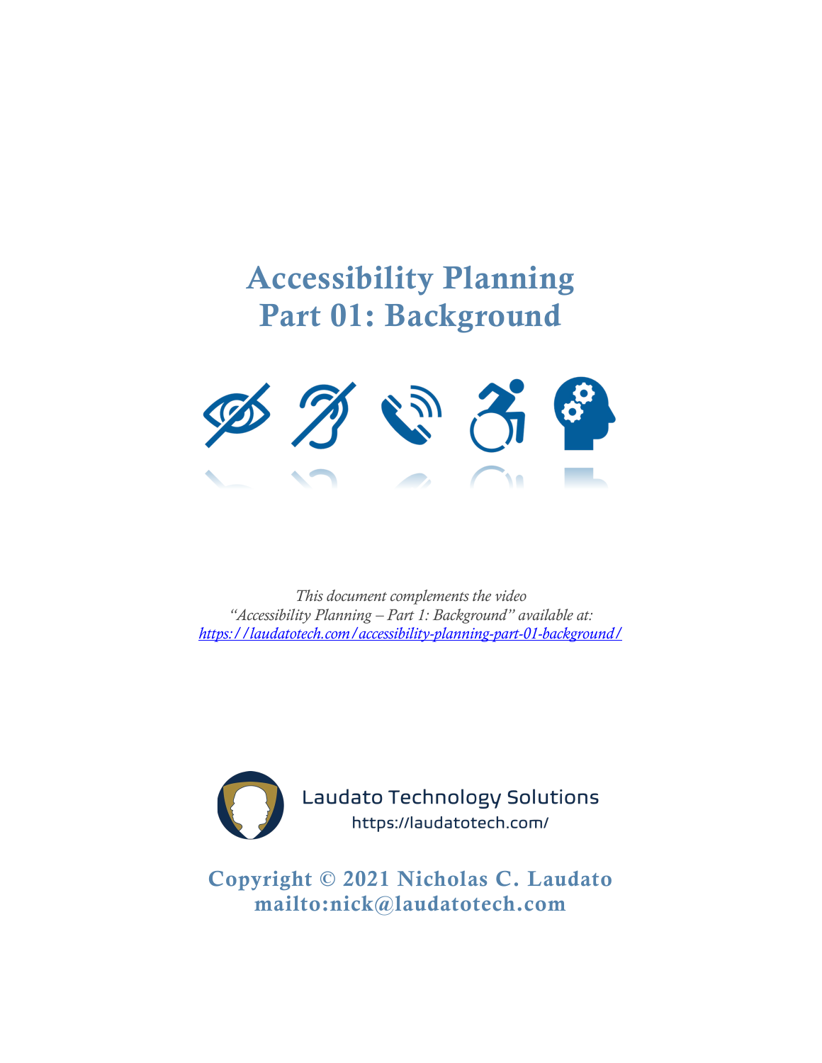# Accessibility Planning
# Part 01: Background

*This document complements the video*
*"Accessibility Planning – Part 1: Background" available at:*
*https://laudatotech.com/accessibility-planning-part-01-background/*

Laudato Technology Solutions
https://laudatotech.com/

**Copyright © 2021 Nicholas C. Laudato**
**mailto:nick@laudatotech.com**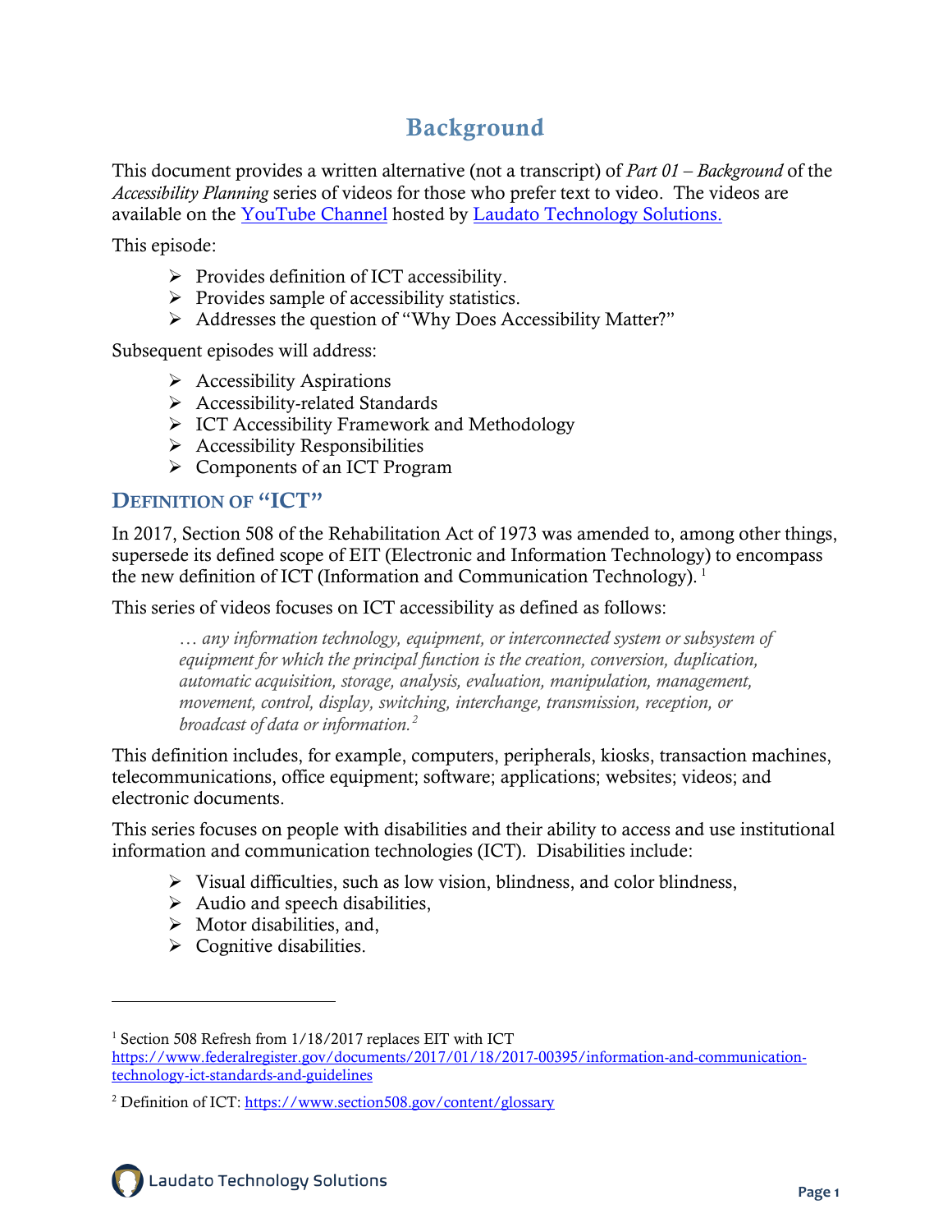# Background

This document provides a written alternative (not a transcript) of *Part 01 – Background* of the *Accessibility Planning* series of videos for those who prefer text to video. The videos are available on the [YouTube Channel]() hosted by [Laudato Technology Solutions.]()

This episode:

- Provides definition of ICT accessibility.
- Provides sample of accessibility statistics.
- Addresses the question of "Why Does Accessibility Matter?"

Subsequent episodes will address:

- Accessibility Aspirations
- Accessibility-related Standards
- ICT Accessibility Framework and Methodology
- Accessibility Responsibilities
- Components of an ICT Program

## Definition of "ICT"

In 2017, Section 508 of the Rehabilitation Act of 1973 was amended to, among other things, supersede its defined scope of EIT (Electronic and Information Technology) to encompass the new definition of ICT (Information and Communication Technology).[1]

This series of videos focuses on ICT accessibility as defined as follows:

> *… any information technology, equipment, or interconnected system or subsystem of equipment for which the principal function is the creation, conversion, duplication, automatic acquisition, storage, analysis, evaluation, manipulation, management, movement, control, display, switching, interchange, transmission, reception, or broadcast of data or information.*[2]

This definition includes, for example, computers, peripherals, kiosks, transaction machines, telecommunications, office equipment; software; applications; websites; videos; and electronic documents.

This series focuses on people with disabilities and their ability to access and use institutional information and communication technologies (ICT). Disabilities include:

- Visual difficulties, such as low vision, blindness, and color blindness,
- Audio and speech disabilities,
- Motor disabilities, and,
- Cognitive disabilities.

---

[1] Section 508 Refresh from 1/18/2017 replaces EIT with ICT https://www.federalregister.gov/documents/2017/01/18/2017-00395/information-and-communication-technology-ict-standards-and-guidelines

[2] Definition of ICT: https://www.section508.gov/content/glossary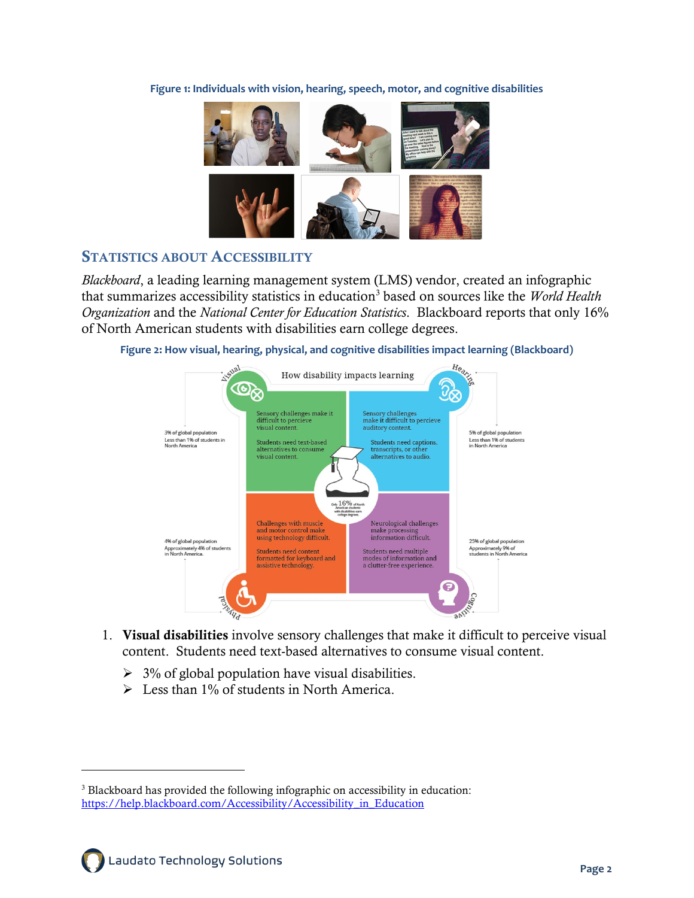Figure 1: Individuals with vision, hearing, speech, motor, and cognitive disabilities

## Statistics about Accessibility

*Blackboard*, a leading learning management system (LMS) vendor, created an infographic that summarizes accessibility statistics in education[3] based on sources like the *World Health Organization* and the *National Center for Education Statistics*. Blackboard reports that only 16% of North American students with disabilities earn college degrees.

Figure 2: How visual, hearing, physical, and cognitive disabilities impact learning (Blackboard)

1. **Visual disabilities** involve sensory challenges that make it difficult to perceive visual content. Students need text-based alternatives to consume visual content.
   - 3% of global population have visual disabilities.
   - Less than 1% of students in North America.

---

[3] Blackboard has provided the following infographic on accessibility in education: https://help.blackboard.com/Accessibility/Accessibility_in_Education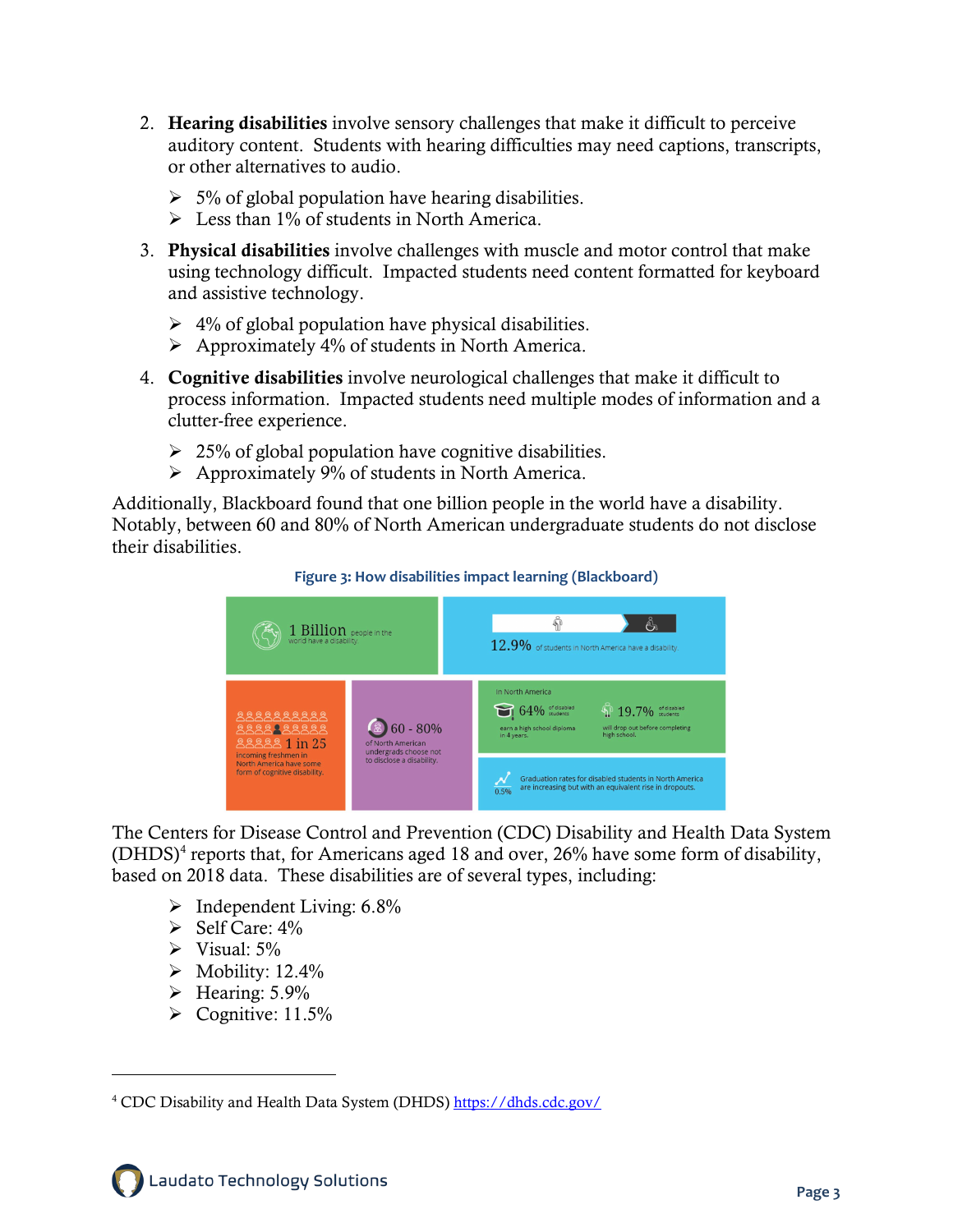2. **Hearing disabilities** involve sensory challenges that make it difficult to perceive auditory content. Students with hearing difficulties may need captions, transcripts, or other alternatives to audio.

   - 5% of global population have hearing disabilities.
   - Less than 1% of students in North America.

3. **Physical disabilities** involve challenges with muscle and motor control that make using technology difficult. Impacted students need content formatted for keyboard and assistive technology.

   - 4% of global population have physical disabilities.
   - Approximately 4% of students in North America.

4. **Cognitive disabilities** involve neurological challenges that make it difficult to process information. Impacted students need multiple modes of information and a clutter-free experience.

   - 25% of global population have cognitive disabilities.
   - Approximately 9% of students in North America.

Additionally, Blackboard found that one billion people in the world have a disability. Notably, between 60 and 80% of North American undergraduate students do not disclose their disabilities.

**Figure 3: How disabilities impact learning (Blackboard)**

1 Billion people in the world have a disability

12.9% of students in North America have a disability.

1 in 25 incoming freshmen in North America have some form of cognitive disability.

60 - 80% of North American undergrads choose not to disclose a disability.

In North America

64% of disabled students earn a high school diploma in 4 years.

19.7% of disabled students will drop out before completing high school.

0.5% Graduation rates for disabled students in North America are increasing but with an equivalent rise in dropouts.

The Centers for Disease Control and Prevention (CDC) Disability and Health Data System (DHDS)[4] reports that, for Americans aged 18 and over, 26% have some form of disability, based on 2018 data. These disabilities are of several types, including:

- Independent Living: 6.8%
- Self Care: 4%
- Visual: 5%
- Mobility: 12.4%
- Hearing: 5.9%
- Cognitive: 11.5%

---

[4] CDC Disability and Health Data System (DHDS) https://dhds.cdc.gov/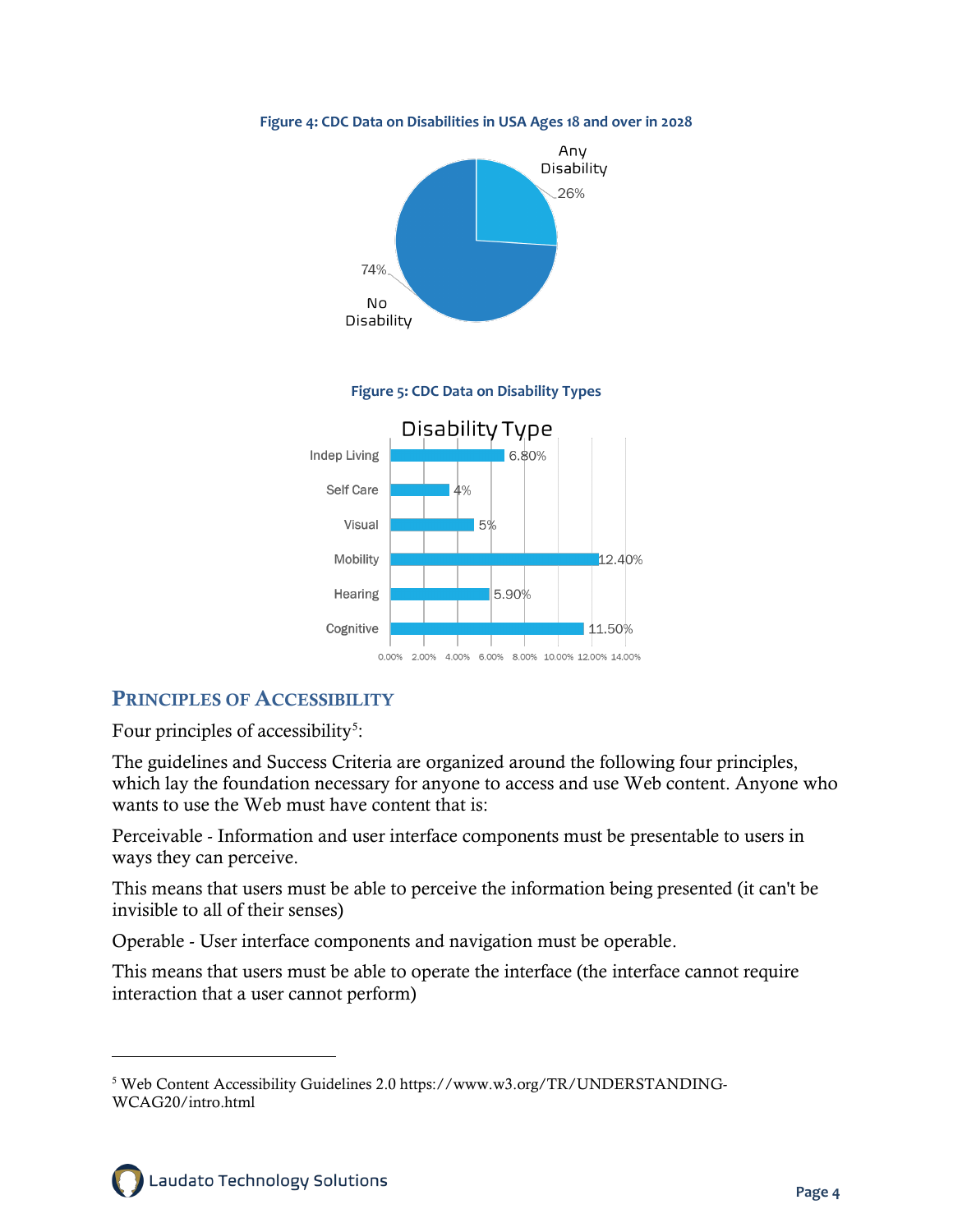**Figure 4: CDC Data on Disabilities in USA Ages 18 and over in 2028**

Any Disability 26%

No Disability 74%

**Figure 5: CDC Data on Disability Types**

Disability Type

| Disability Type | Percentage |
| --- | --- |
| Indep Living | 6.80% |
| Self Care | 4% |
| Visual | 5% |
| Mobility | 12.40% |
| Hearing | 5.90% |
| Cognitive | 11.50% |

## Principles of Accessibility

Four principles of accessibility[5]:

The guidelines and Success Criteria are organized around the following four principles, which lay the foundation necessary for anyone to access and use Web content. Anyone who wants to use the Web must have content that is:

Perceivable - Information and user interface components must be presentable to users in ways they can perceive.

This means that users must be able to perceive the information being presented (it can't be invisible to all of their senses)

Operable - User interface components and navigation must be operable.

This means that users must be able to operate the interface (the interface cannot require interaction that a user cannot perform)

---

[5] Web Content Accessibility Guidelines 2.0 https://www.w3.org/TR/UNDERSTANDING-WCAG20/intro.html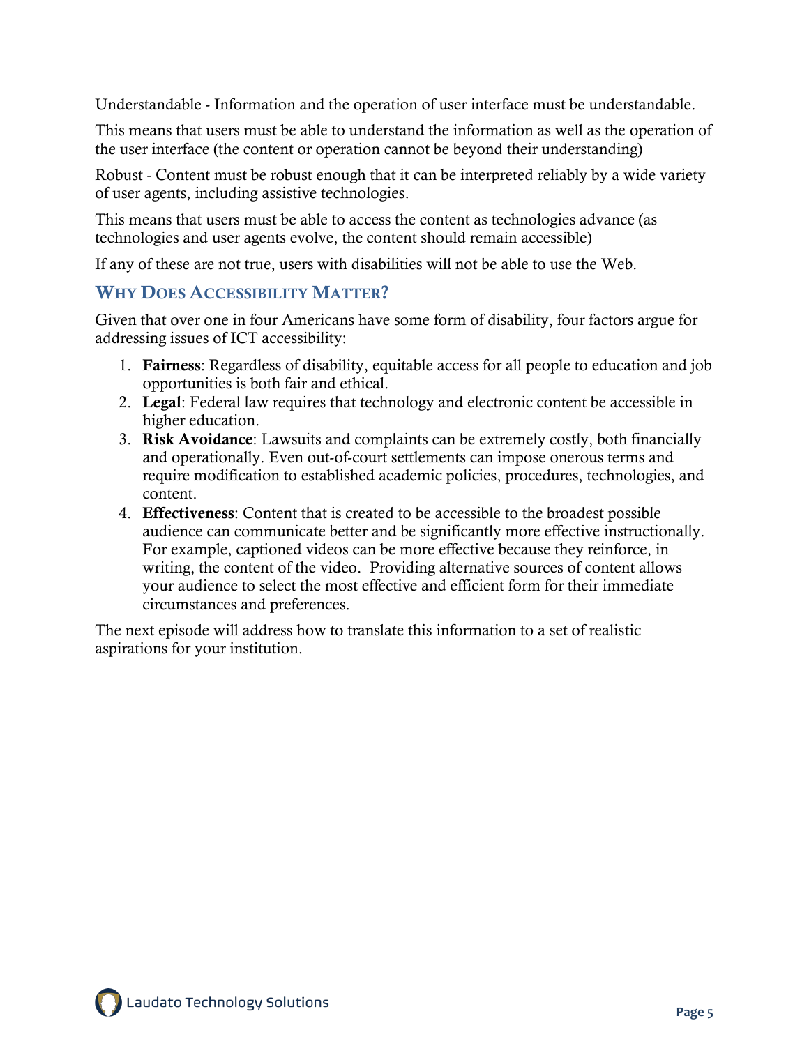Understandable - Information and the operation of user interface must be understandable.

This means that users must be able to understand the information as well as the operation of the user interface (the content or operation cannot be beyond their understanding)

Robust - Content must be robust enough that it can be interpreted reliably by a wide variety of user agents, including assistive technologies.

This means that users must be able to access the content as technologies advance (as technologies and user agents evolve, the content should remain accessible)

If any of these are not true, users with disabilities will not be able to use the Web.

## Why Does Accessibility Matter?

Given that over one in four Americans have some form of disability, four factors argue for addressing issues of ICT accessibility:

1. **Fairness**: Regardless of disability, equitable access for all people to education and job opportunities is both fair and ethical.
2. **Legal**: Federal law requires that technology and electronic content be accessible in higher education.
3. **Risk Avoidance**: Lawsuits and complaints can be extremely costly, both financially and operationally. Even out-of-court settlements can impose onerous terms and require modification to established academic policies, procedures, technologies, and content.
4. **Effectiveness**: Content that is created to be accessible to the broadest possible audience can communicate better and be significantly more effective instructionally. For example, captioned videos can be more effective because they reinforce, in writing, the content of the video. Providing alternative sources of content allows your audience to select the most effective and efficient form for their immediate circumstances and preferences.

The next episode will address how to translate this information to a set of realistic aspirations for your institution.